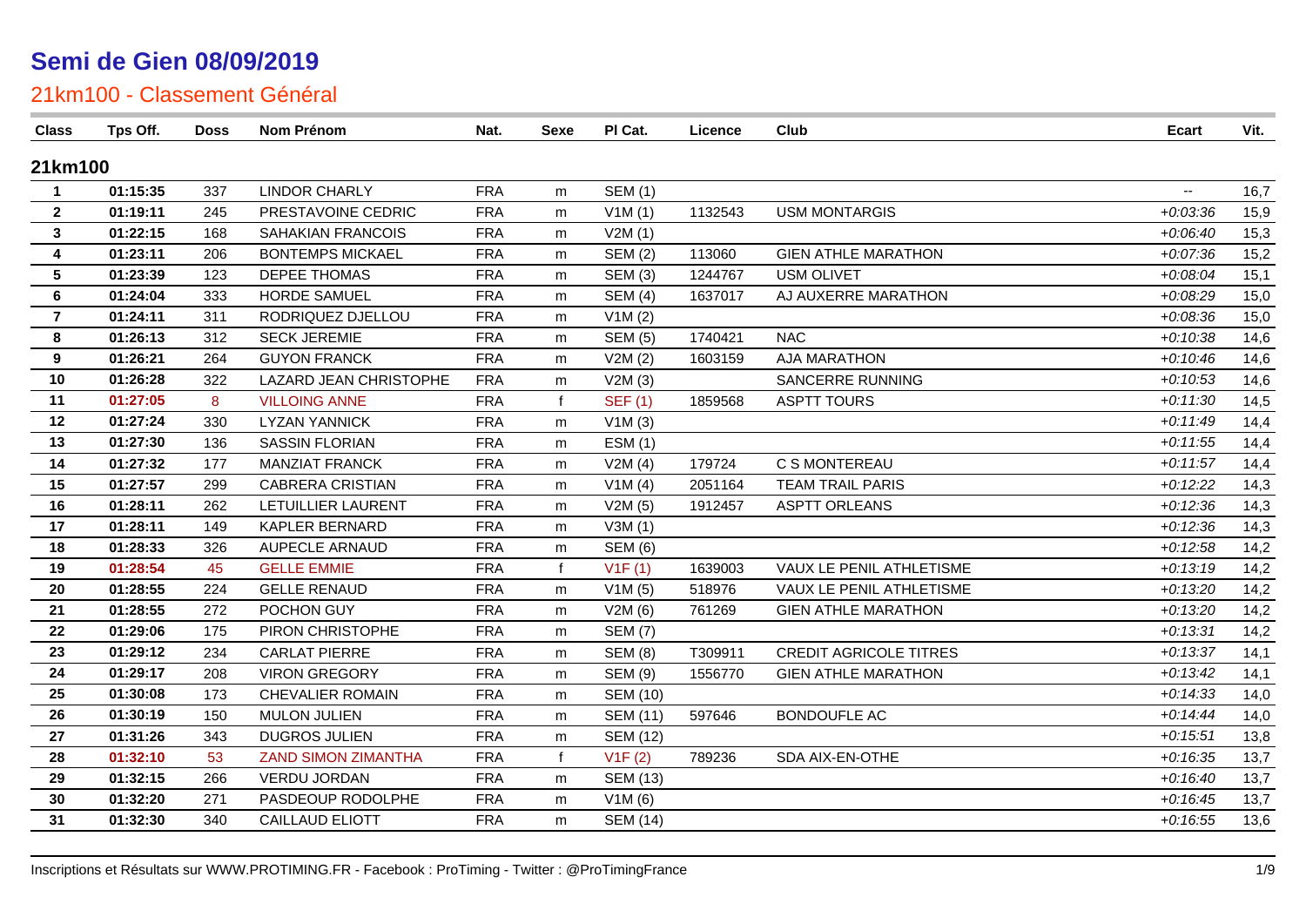# Semi de Gien 08/09/2019

## 21km100 - Classement Général

| Class | Tps Off. | Doss | Nom Prénom | Nat. | Sexe | Pl Cat. | Licence | Club | Ecart | Vit. |
|---|---|---|---|---|---|---|---|---|---|---|
| **21km100** | | | | | | | | | | |
| 1 | 01:15:35 | 337 | LINDOR CHARLY | FRA | m | SEM (1) | | | -- | 16,7 |
| 2 | 01:19:11 | 245 | PRESTAVOINE CEDRIC | FRA | m | V1M (1) | 1132543 | USM MONTARGIS | +0:03:36 | 15,9 |
| 3 | 01:22:15 | 168 | SAHAKIAN FRANCOIS | FRA | m | V2M (1) | | | +0:06:40 | 15,3 |
| 4 | 01:23:11 | 206 | BONTEMPS MICKAEL | FRA | m | SEM (2) | 113060 | GIEN ATHLE MARATHON | +0:07:36 | 15,2 |
| 5 | 01:23:39 | 123 | DEPEE THOMAS | FRA | m | SEM (3) | 1244767 | USM OLIVET | +0:08:04 | 15,1 |
| 6 | 01:24:04 | 333 | HORDE SAMUEL | FRA | m | SEM (4) | 1637017 | AJ AUXERRE MARATHON | +0:08:29 | 15,0 |
| 7 | 01:24:11 | 311 | RODRIQUEZ DJELLOU | FRA | m | V1M (2) | | | +0:08:36 | 15,0 |
| 8 | 01:26:13 | 312 | SECK JEREMIE | FRA | m | SEM (5) | 1740421 | NAC | +0:10:38 | 14,6 |
| 9 | 01:26:21 | 264 | GUYON FRANCK | FRA | m | V2M (2) | 1603159 | AJA MARATHON | +0:10:46 | 14,6 |
| 10 | 01:26:28 | 322 | LAZARD JEAN CHRISTOPHE | FRA | m | V2M (3) | | SANCERRE RUNNING | +0:10:53 | 14,6 |
| 11 | 01:27:05 | 8 | VILLOING ANNE | FRA | f | SEF (1) | 1859568 | ASPTT TOURS | +0:11:30 | 14,5 |
| 12 | 01:27:24 | 330 | LYZAN YANNICK | FRA | m | V1M (3) | | | +0:11:49 | 14,4 |
| 13 | 01:27:30 | 136 | SASSIN FLORIAN | FRA | m | ESM (1) | | | +0:11:55 | 14,4 |
| 14 | 01:27:32 | 177 | MANZIAT FRANCK | FRA | m | V2M (4) | 179724 | C S MONTEREAU | +0:11:57 | 14,4 |
| 15 | 01:27:57 | 299 | CABRERA CRISTIAN | FRA | m | V1M (4) | 2051164 | TEAM TRAIL PARIS | +0:12:22 | 14,3 |
| 16 | 01:28:11 | 262 | LETUILLIER LAURENT | FRA | m | V2M (5) | 1912457 | ASPTT ORLEANS | +0:12:36 | 14,3 |
| 17 | 01:28:11 | 149 | KAPLER BERNARD | FRA | m | V3M (1) | | | +0:12:36 | 14,3 |
| 18 | 01:28:33 | 326 | AUPECLE ARNAUD | FRA | m | SEM (6) | | | +0:12:58 | 14,2 |
| 19 | 01:28:54 | 45 | GELLE EMMIE | FRA | f | V1F (1) | 1639003 | VAUX LE PENIL ATHLETISME | +0:13:19 | 14,2 |
| 20 | 01:28:55 | 224 | GELLE RENAUD | FRA | m | V1M (5) | 518976 | VAUX LE PENIL ATHLETISME | +0:13:20 | 14,2 |
| 21 | 01:28:55 | 272 | POCHON GUY | FRA | m | V2M (6) | 761269 | GIEN ATHLE MARATHON | +0:13:20 | 14,2 |
| 22 | 01:29:06 | 175 | PIRON CHRISTOPHE | FRA | m | SEM (7) | | | +0:13:31 | 14,2 |
| 23 | 01:29:12 | 234 | CARLAT PIERRE | FRA | m | SEM (8) | T309911 | CREDIT AGRICOLE TITRES | +0:13:37 | 14,1 |
| 24 | 01:29:17 | 208 | VIRON GREGORY | FRA | m | SEM (9) | 1556770 | GIEN ATHLE MARATHON | +0:13:42 | 14,1 |
| 25 | 01:30:08 | 173 | CHEVALIER ROMAIN | FRA | m | SEM (10) | | | +0:14:33 | 14,0 |
| 26 | 01:30:19 | 150 | MULON JULIEN | FRA | m | SEM (11) | 597646 | BONDOUFLE AC | +0:14:44 | 14,0 |
| 27 | 01:31:26 | 343 | DUGROS JULIEN | FRA | m | SEM (12) | | | +0:15:51 | 13,8 |
| 28 | 01:32:10 | 53 | ZAND SIMON ZIMANTHA | FRA | f | V1F (2) | 789236 | SDA AIX-EN-OTHE | +0:16:35 | 13,7 |
| 29 | 01:32:15 | 266 | VERDU JORDAN | FRA | m | SEM (13) | | | +0:16:40 | 13,7 |
| 30 | 01:32:20 | 271 | PASDEOUP RODOLPHE | FRA | m | V1M (6) | | | +0:16:45 | 13,7 |
| 31 | 01:32:30 | 340 | CAILLAUD ELIOTT | FRA | m | SEM (14) | | | +0:16:55 | 13,6 |

Inscriptions et Résultats sur WWW.PROTIMING.FR - Facebook : ProTiming - Twitter : @ProTimingFrance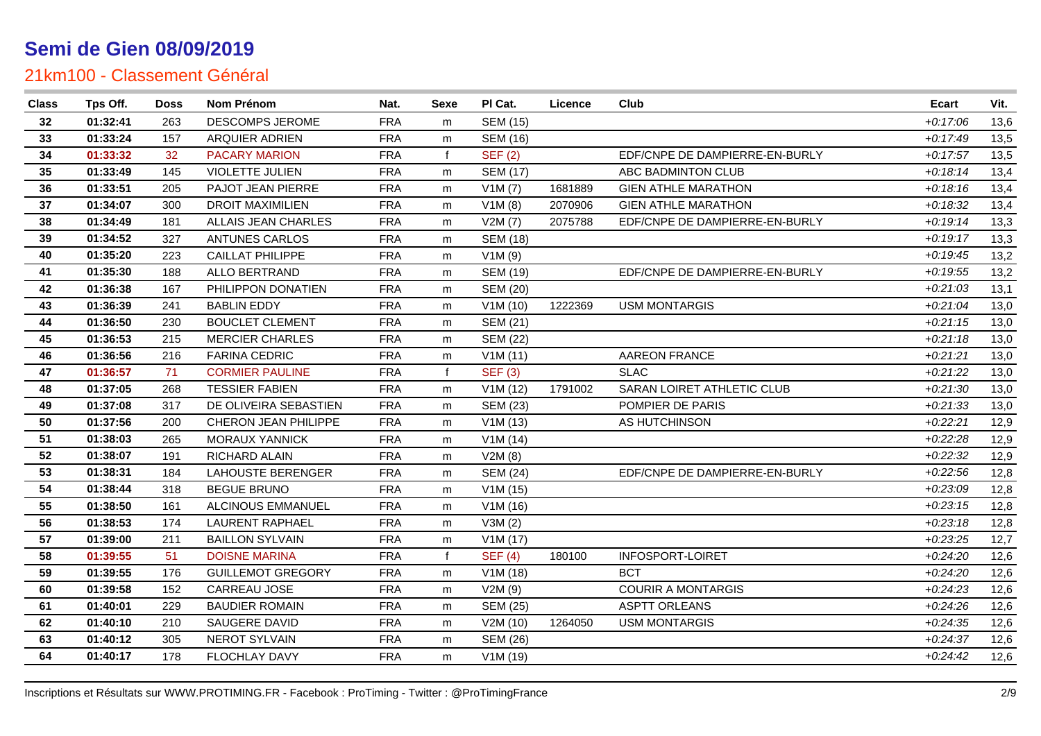# Semi de Gien 08/09/2019

## 21km100 - Classement Général

| Class | Tps Off. | Doss | Nom Prénom | Nat. | Sexe | Pl Cat. | Licence | Club | Ecart | Vit. |
|---|---|---|---|---|---|---|---|---|---|---|
| 32 | 01:32:41 | 263 | DESCOMPS JEROME | FRA | m | SEM (15) | | | +0:17:06 | 13,6 |
| 33 | 01:33:24 | 157 | ARQUIER ADRIEN | FRA | m | SEM (16) | | | +0:17:49 | 13,5 |
| 34 | 01:33:32 | 32 | PACARY MARION | FRA | f | SEF (2) | | EDF/CNPE DE DAMPIERRE-EN-BURLY | +0:17:57 | 13,5 |
| 35 | 01:33:49 | 145 | VIOLETTE JULIEN | FRA | m | SEM (17) | | ABC BADMINTON CLUB | +0:18:14 | 13,4 |
| 36 | 01:33:51 | 205 | PAJOT JEAN PIERRE | FRA | m | V1M (7) | 1681889 | GIEN ATHLE MARATHON | +0:18:16 | 13,4 |
| 37 | 01:34:07 | 300 | DROIT MAXIMILIEN | FRA | m | V1M (8) | 2070906 | GIEN ATHLE MARATHON | +0:18:32 | 13,4 |
| 38 | 01:34:49 | 181 | ALLAIS JEAN CHARLES | FRA | m | V2M (7) | 2075788 | EDF/CNPE DE DAMPIERRE-EN-BURLY | +0:19:14 | 13,3 |
| 39 | 01:34:52 | 327 | ANTUNES CARLOS | FRA | m | SEM (18) | | | +0:19:17 | 13,3 |
| 40 | 01:35:20 | 223 | CAILLAT PHILIPPE | FRA | m | V1M (9) | | | +0:19:45 | 13,2 |
| 41 | 01:35:30 | 188 | ALLO BERTRAND | FRA | m | SEM (19) | | EDF/CNPE DE DAMPIERRE-EN-BURLY | +0:19:55 | 13,2 |
| 42 | 01:36:38 | 167 | PHILIPPON DONATIEN | FRA | m | SEM (20) | | | +0:21:03 | 13,1 |
| 43 | 01:36:39 | 241 | BABLIN EDDY | FRA | m | V1M (10) | 1222369 | USM MONTARGIS | +0:21:04 | 13,0 |
| 44 | 01:36:50 | 230 | BOUCLET CLEMENT | FRA | m | SEM (21) | | | +0:21:15 | 13,0 |
| 45 | 01:36:53 | 215 | MERCIER CHARLES | FRA | m | SEM (22) | | | +0:21:18 | 13,0 |
| 46 | 01:36:56 | 216 | FARINA CEDRIC | FRA | m | V1M (11) | | AAREON FRANCE | +0:21:21 | 13,0 |
| 47 | 01:36:57 | 71 | CORMIER PAULINE | FRA | f | SEF (3) | | SLAC | +0:21:22 | 13,0 |
| 48 | 01:37:05 | 268 | TESSIER FABIEN | FRA | m | V1M (12) | 1791002 | SARAN LOIRET ATHLETIC CLUB | +0:21:30 | 13,0 |
| 49 | 01:37:08 | 317 | DE OLIVEIRA SEBASTIEN | FRA | m | SEM (23) | | POMPIER DE PARIS | +0:21:33 | 13,0 |
| 50 | 01:37:56 | 200 | CHERON JEAN PHILIPPE | FRA | m | V1M (13) | | AS HUTCHINSON | +0:22:21 | 12,9 |
| 51 | 01:38:03 | 265 | MORAUX YANNICK | FRA | m | V1M (14) | | | +0:22:28 | 12,9 |
| 52 | 01:38:07 | 191 | RICHARD ALAIN | FRA | m | V2M (8) | | | +0:22:32 | 12,9 |
| 53 | 01:38:31 | 184 | LAHOUSTE BERENGER | FRA | m | SEM (24) | | EDF/CNPE DE DAMPIERRE-EN-BURLY | +0:22:56 | 12,8 |
| 54 | 01:38:44 | 318 | BEGUE BRUNO | FRA | m | V1M (15) | | | +0:23:09 | 12,8 |
| 55 | 01:38:50 | 161 | ALCINOUS EMMANUEL | FRA | m | V1M (16) | | | +0:23:15 | 12,8 |
| 56 | 01:38:53 | 174 | LAURENT RAPHAEL | FRA | m | V3M (2) | | | +0:23:18 | 12,8 |
| 57 | 01:39:00 | 211 | BAILLON SYLVAIN | FRA | m | V1M (17) | | | +0:23:25 | 12,7 |
| 58 | 01:39:55 | 51 | DOISNE MARINA | FRA | f | SEF (4) | 180100 | INFOSPORT-LOIRET | +0:24:20 | 12,6 |
| 59 | 01:39:55 | 176 | GUILLEMOT GREGORY | FRA | m | V1M (18) | | BCT | +0:24:20 | 12,6 |
| 60 | 01:39:58 | 152 | CARREAU JOSE | FRA | m | V2M (9) | | COURIR A MONTARGIS | +0:24:23 | 12,6 |
| 61 | 01:40:01 | 229 | BAUDIER ROMAIN | FRA | m | SEM (25) | | ASPTT ORLEANS | +0:24:26 | 12,6 |
| 62 | 01:40:10 | 210 | SAUGERE DAVID | FRA | m | V2M (10) | 1264050 | USM MONTARGIS | +0:24:35 | 12,6 |
| 63 | 01:40:12 | 305 | NEROT SYLVAIN | FRA | m | SEM (26) | | | +0:24:37 | 12,6 |
| 64 | 01:40:17 | 178 | FLOCHLAY DAVY | FRA | m | V1M (19) | | | +0:24:42 | 12,6 |

Inscriptions et Résultats sur WWW.PROTIMING.FR - Facebook : ProTiming - Twitter : @ProTimingFrance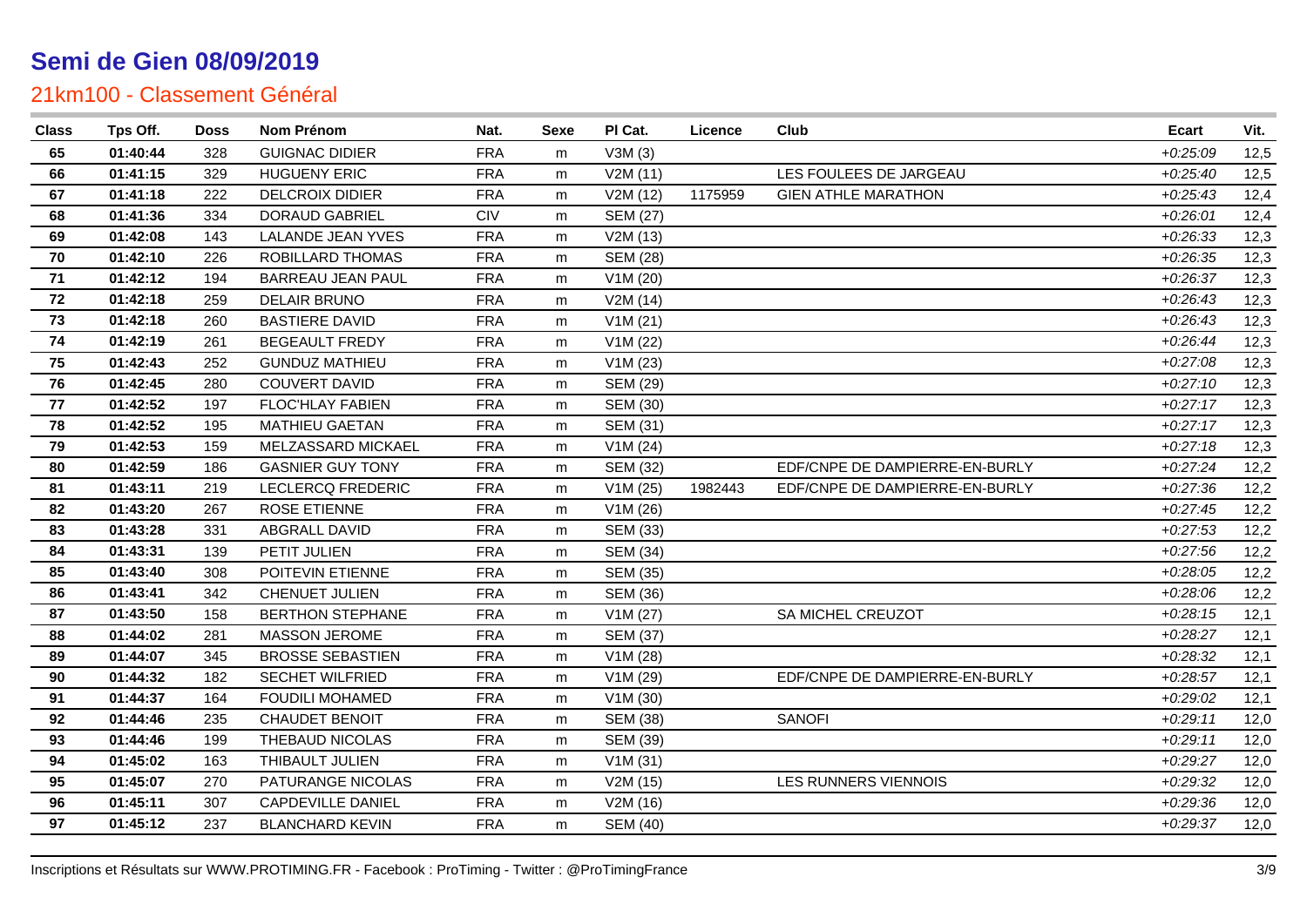# Semi de Gien 08/09/2019

## 21km100 - Classement Général

| Class | Tps Off. | Doss | Nom Prénom | Nat. | Sexe | Pl Cat. | Licence | Club | Ecart | Vit. |
|---|---|---|---|---|---|---|---|---|---|---|
| 65 | 01:40:44 | 328 | GUIGNAC DIDIER | FRA | m | V3M (3) | | | +0:25:09 | 12,5 |
| 66 | 01:41:15 | 329 | HUGUENY ERIC | FRA | m | V2M (11) | | LES FOULEES DE JARGEAU | +0:25:40 | 12,5 |
| 67 | 01:41:18 | 222 | DELCROIX DIDIER | FRA | m | V2M (12) | 1175959 | GIEN ATHLE MARATHON | +0:25:43 | 12,4 |
| 68 | 01:41:36 | 334 | DORAUD GABRIEL | CIV | m | SEM (27) | | | +0:26:01 | 12,4 |
| 69 | 01:42:08 | 143 | LALANDE JEAN YVES | FRA | m | V2M (13) | | | +0:26:33 | 12,3 |
| 70 | 01:42:10 | 226 | ROBILLARD THOMAS | FRA | m | SEM (28) | | | +0:26:35 | 12,3 |
| 71 | 01:42:12 | 194 | BARREAU JEAN PAUL | FRA | m | V1M (20) | | | +0:26:37 | 12,3 |
| 72 | 01:42:18 | 259 | DELAIR BRUNO | FRA | m | V2M (14) | | | +0:26:43 | 12,3 |
| 73 | 01:42:18 | 260 | BASTIERE DAVID | FRA | m | V1M (21) | | | +0:26:43 | 12,3 |
| 74 | 01:42:19 | 261 | BEGEAULT FREDY | FRA | m | V1M (22) | | | +0:26:44 | 12,3 |
| 75 | 01:42:43 | 252 | GUNDUZ MATHIEU | FRA | m | V1M (23) | | | +0:27:08 | 12,3 |
| 76 | 01:42:45 | 280 | COUVERT DAVID | FRA | m | SEM (29) | | | +0:27:10 | 12,3 |
| 77 | 01:42:52 | 197 | FLOC'HLAY FABIEN | FRA | m | SEM (30) | | | +0:27:17 | 12,3 |
| 78 | 01:42:52 | 195 | MATHIEU GAETAN | FRA | m | SEM (31) | | | +0:27:17 | 12,3 |
| 79 | 01:42:53 | 159 | MELZASSARD MICKAEL | FRA | m | V1M (24) | | | +0:27:18 | 12,3 |
| 80 | 01:42:59 | 186 | GASNIER GUY TONY | FRA | m | SEM (32) | | EDF/CNPE DE DAMPIERRE-EN-BURLY | +0:27:24 | 12,2 |
| 81 | 01:43:11 | 219 | LECLERCQ FREDERIC | FRA | m | V1M (25) | 1982443 | EDF/CNPE DE DAMPIERRE-EN-BURLY | +0:27:36 | 12,2 |
| 82 | 01:43:20 | 267 | ROSE ETIENNE | FRA | m | V1M (26) | | | +0:27:45 | 12,2 |
| 83 | 01:43:28 | 331 | ABGRALL DAVID | FRA | m | SEM (33) | | | +0:27:53 | 12,2 |
| 84 | 01:43:31 | 139 | PETIT JULIEN | FRA | m | SEM (34) | | | +0:27:56 | 12,2 |
| 85 | 01:43:40 | 308 | POITEVIN ETIENNE | FRA | m | SEM (35) | | | +0:28:05 | 12,2 |
| 86 | 01:43:41 | 342 | CHENUET JULIEN | FRA | m | SEM (36) | | | +0:28:06 | 12,2 |
| 87 | 01:43:50 | 158 | BERTHON STEPHANE | FRA | m | V1M (27) | | SA MICHEL CREUZOT | +0:28:15 | 12,1 |
| 88 | 01:44:02 | 281 | MASSON JEROME | FRA | m | SEM (37) | | | +0:28:27 | 12,1 |
| 89 | 01:44:07 | 345 | BROSSE SEBASTIEN | FRA | m | V1M (28) | | | +0:28:32 | 12,1 |
| 90 | 01:44:32 | 182 | SECHET WILFRIED | FRA | m | V1M (29) | | EDF/CNPE DE DAMPIERRE-EN-BURLY | +0:28:57 | 12,1 |
| 91 | 01:44:37 | 164 | FOUDILI MOHAMED | FRA | m | V1M (30) | | | +0:29:02 | 12,1 |
| 92 | 01:44:46 | 235 | CHAUDET BENOIT | FRA | m | SEM (38) | | SANOFI | +0:29:11 | 12,0 |
| 93 | 01:44:46 | 199 | THEBAUD NICOLAS | FRA | m | SEM (39) | | | +0:29:11 | 12,0 |
| 94 | 01:45:02 | 163 | THIBAULT JULIEN | FRA | m | V1M (31) | | | +0:29:27 | 12,0 |
| 95 | 01:45:07 | 270 | PATURANGE NICOLAS | FRA | m | V2M (15) | | LES RUNNERS VIENNOIS | +0:29:32 | 12,0 |
| 96 | 01:45:11 | 307 | CAPDEVILLE DANIEL | FRA | m | V2M (16) | | | +0:29:36 | 12,0 |
| 97 | 01:45:12 | 237 | BLANCHARD KEVIN | FRA | m | SEM (40) | | | +0:29:37 | 12,0 |

Inscriptions et Résultats sur WWW.PROTIMING.FR - Facebook : ProTiming - Twitter : @ProTimingFrance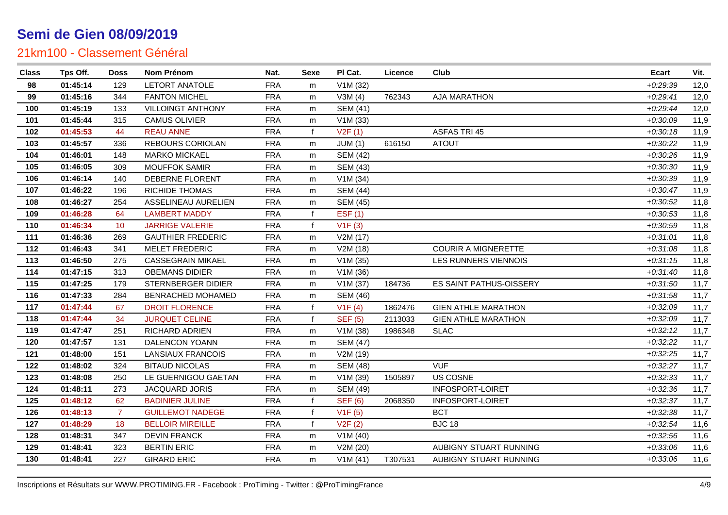# Semi de Gien 08/09/2019

## 21km100 - Classement Général

| Class | Tps Off. | Doss | Nom Prénom | Nat. | Sexe | Pl Cat. | Licence | Club | Ecart | Vit. |
|---|---|---|---|---|---|---|---|---|---|---|
| 98 | 01:45:14 | 129 | LETORT ANATOLE | FRA | m | V1M (32) | | | +0:29:39 | 12,0 |
| 99 | 01:45:16 | 344 | FANTON MICHEL | FRA | m | V3M (4) | 762343 | AJA MARATHON | +0:29:41 | 12,0 |
| 100 | 01:45:19 | 133 | VILLOINGT ANTHONY | FRA | m | SEM (41) | | | +0:29:44 | 12,0 |
| 101 | 01:45:44 | 315 | CAMUS OLIVIER | FRA | m | V1M (33) | | | +0:30:09 | 11,9 |
| 102 | 01:45:53 | 44 | REAU ANNE | FRA | f | V2F (1) | | ASFAS TRI 45 | +0:30:18 | 11,9 |
| 103 | 01:45:57 | 336 | REBOURS CORIOLAN | FRA | m | JUM (1) | 616150 | ATOUT | +0:30:22 | 11,9 |
| 104 | 01:46:01 | 148 | MARKO MICKAEL | FRA | m | SEM (42) | | | +0:30:26 | 11,9 |
| 105 | 01:46:05 | 309 | MOUFFOK SAMIR | FRA | m | SEM (43) | | | +0:30:30 | 11,9 |
| 106 | 01:46:14 | 140 | DEBERNE FLORENT | FRA | m | V1M (34) | | | +0:30:39 | 11,9 |
| 107 | 01:46:22 | 196 | RICHIDE THOMAS | FRA | m | SEM (44) | | | +0:30:47 | 11,9 |
| 108 | 01:46:27 | 254 | ASSELINEAU AURELIEN | FRA | m | SEM (45) | | | +0:30:52 | 11,8 |
| 109 | 01:46:28 | 64 | LAMBERT MADDY | FRA | f | ESF (1) | | | +0:30:53 | 11,8 |
| 110 | 01:46:34 | 10 | JARRIGE VALERIE | FRA | f | V1F (3) | | | +0:30:59 | 11,8 |
| 111 | 01:46:36 | 269 | GAUTHIER FREDERIC | FRA | m | V2M (17) | | | +0:31:01 | 11,8 |
| 112 | 01:46:43 | 341 | MELET FREDERIC | FRA | m | V2M (18) | | COURIR A MIGNERETTE | +0:31:08 | 11,8 |
| 113 | 01:46:50 | 275 | CASSEGRAIN MIKAEL | FRA | m | V1M (35) | | LES RUNNERS VIENNOIS | +0:31:15 | 11,8 |
| 114 | 01:47:15 | 313 | OBEMANS DIDIER | FRA | m | V1M (36) | | | +0:31:40 | 11,8 |
| 115 | 01:47:25 | 179 | STERNBERGER DIDIER | FRA | m | V1M (37) | 184736 | ES SAINT PATHUS-OISSERY | +0:31:50 | 11,7 |
| 116 | 01:47:33 | 284 | BENRACHED MOHAMED | FRA | m | SEM (46) | | | +0:31:58 | 11,7 |
| 117 | 01:47:44 | 67 | DROIT FLORENCE | FRA | f | V1F (4) | 1862476 | GIEN ATHLE MARATHON | +0:32:09 | 11,7 |
| 118 | 01:47:44 | 34 | JURQUET CELINE | FRA | f | SEF (5) | 2113033 | GIEN ATHLE MARATHON | +0:32:09 | 11,7 |
| 119 | 01:47:47 | 251 | RICHARD ADRIEN | FRA | m | V1M (38) | 1986348 | SLAC | +0:32:12 | 11,7 |
| 120 | 01:47:57 | 131 | DALENCON YOANN | FRA | m | SEM (47) | | | +0:32:22 | 11,7 |
| 121 | 01:48:00 | 151 | LANSIAUX FRANCOIS | FRA | m | V2M (19) | | | +0:32:25 | 11,7 |
| 122 | 01:48:02 | 324 | BITAUD NICOLAS | FRA | m | SEM (48) | | VUF | +0:32:27 | 11,7 |
| 123 | 01:48:08 | 250 | LE GUERNIGOU GAETAN | FRA | m | V1M (39) | 1505897 | US COSNE | +0:32:33 | 11,7 |
| 124 | 01:48:11 | 273 | JACQUARD JORIS | FRA | m | SEM (49) | | INFOSPORT-LOIRET | +0:32:36 | 11,7 |
| 125 | 01:48:12 | 62 | BADINIER JULINE | FRA | f | SEF (6) | 2068350 | INFOSPORT-LOIRET | +0:32:37 | 11,7 |
| 126 | 01:48:13 | 7 | GUILLEMOT NADEGE | FRA | f | V1F (5) | | BCT | +0:32:38 | 11,7 |
| 127 | 01:48:29 | 18 | BELLOIR MIREILLE | FRA | f | V2F (2) | | BJC 18 | +0:32:54 | 11,6 |
| 128 | 01:48:31 | 347 | DEVIN FRANCK | FRA | m | V1M (40) | | | +0:32:56 | 11,6 |
| 129 | 01:48:41 | 323 | BERTIN ERIC | FRA | m | V2M (20) | | AUBIGNY STUART RUNNING | +0:33:06 | 11,6 |
| 130 | 01:48:41 | 227 | GIRARD ERIC | FRA | m | V1M (41) | T307531 | AUBIGNY STUART RUNNING | +0:33:06 | 11,6 |

Inscriptions et Résultats sur WWW.PROTIMING.FR - Facebook : ProTiming - Twitter : @ProTimingFrance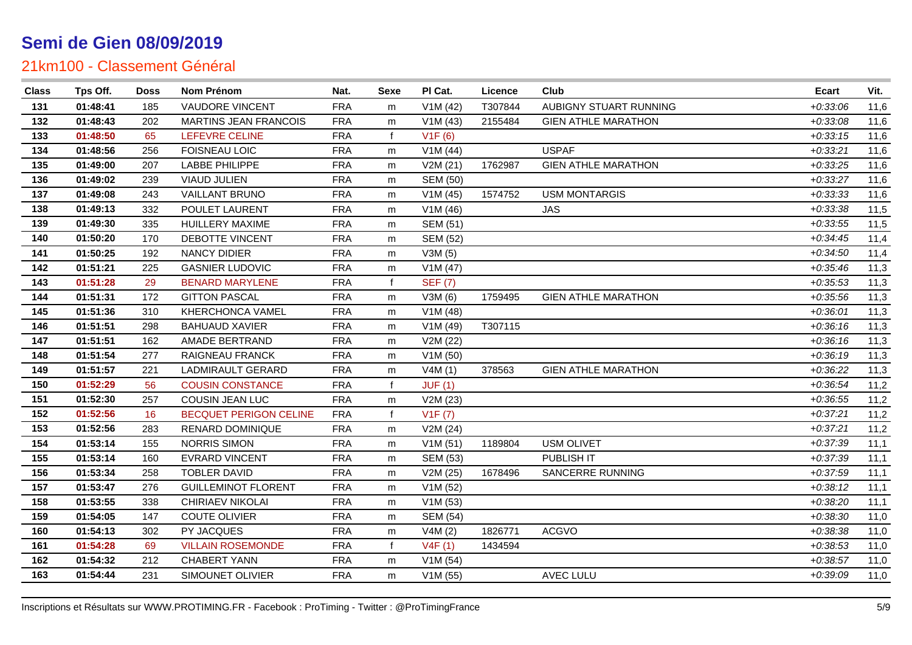# Semi de Gien 08/09/2019

## 21km100 - Classement Général

| Class | Tps Off. | Doss | Nom Prénom | Nat. | Sexe | Pl Cat. | Licence | Club | Ecart | Vit. |
|---|---|---|---|---|---|---|---|---|---|---|
| 131 | 01:48:41 | 185 | VAUDORE VINCENT | FRA | m | V1M (42) | T307844 | AUBIGNY STUART RUNNING | +0:33:06 | 11,6 |
| 132 | 01:48:43 | 202 | MARTINS JEAN FRANCOIS | FRA | m | V1M (43) | 2155484 | GIEN ATHLE MARATHON | +0:33:08 | 11,6 |
| 133 | 01:48:50 | 65 | LEFEVRE CELINE | FRA | f | V1F (6) | | | +0:33:15 | 11,6 |
| 134 | 01:48:56 | 256 | FOISNEAU LOIC | FRA | m | V1M (44) | | USPAF | +0:33:21 | 11,6 |
| 135 | 01:49:00 | 207 | LABBE PHILIPPE | FRA | m | V2M (21) | 1762987 | GIEN ATHLE MARATHON | +0:33:25 | 11,6 |
| 136 | 01:49:02 | 239 | VIAUD JULIEN | FRA | m | SEM (50) | | | +0:33:27 | 11,6 |
| 137 | 01:49:08 | 243 | VAILLANT BRUNO | FRA | m | V1M (45) | 1574752 | USM MONTARGIS | +0:33:33 | 11,6 |
| 138 | 01:49:13 | 332 | POULET LAURENT | FRA | m | V1M (46) | | JAS | +0:33:38 | 11,5 |
| 139 | 01:49:30 | 335 | HUILLERY MAXIME | FRA | m | SEM (51) | | | +0:33:55 | 11,5 |
| 140 | 01:50:20 | 170 | DEBOTTE VINCENT | FRA | m | SEM (52) | | | +0:34:45 | 11,4 |
| 141 | 01:50:25 | 192 | NANCY DIDIER | FRA | m | V3M (5) | | | +0:34:50 | 11,4 |
| 142 | 01:51:21 | 225 | GASNIER LUDOVIC | FRA | m | V1M (47) | | | +0:35:46 | 11,3 |
| 143 | 01:51:28 | 29 | BENARD MARYLENE | FRA | f | SEF (7) | | | +0:35:53 | 11,3 |
| 144 | 01:51:31 | 172 | GITTON PASCAL | FRA | m | V3M (6) | 1759495 | GIEN ATHLE MARATHON | +0:35:56 | 11,3 |
| 145 | 01:51:36 | 310 | KHERCHONCA VAMEL | FRA | m | V1M (48) | | | +0:36:01 | 11,3 |
| 146 | 01:51:51 | 298 | BAHUAUD XAVIER | FRA | m | V1M (49) | T307115 | | +0:36:16 | 11,3 |
| 147 | 01:51:51 | 162 | AMADE BERTRAND | FRA | m | V2M (22) | | | +0:36:16 | 11,3 |
| 148 | 01:51:54 | 277 | RAIGNEAU FRANCK | FRA | m | V1M (50) | | | +0:36:19 | 11,3 |
| 149 | 01:51:57 | 221 | LADMIRAULT GERARD | FRA | m | V4M (1) | 378563 | GIEN ATHLE MARATHON | +0:36:22 | 11,3 |
| 150 | 01:52:29 | 56 | COUSIN CONSTANCE | FRA | f | JUF (1) | | | +0:36:54 | 11,2 |
| 151 | 01:52:30 | 257 | COUSIN JEAN LUC | FRA | m | V2M (23) | | | +0:36:55 | 11,2 |
| 152 | 01:52:56 | 16 | BECQUET PERIGON CELINE | FRA | f | V1F (7) | | | +0:37:21 | 11,2 |
| 153 | 01:52:56 | 283 | RENARD DOMINIQUE | FRA | m | V2M (24) | | | +0:37:21 | 11,2 |
| 154 | 01:53:14 | 155 | NORRIS SIMON | FRA | m | V1M (51) | 1189804 | USM OLIVET | +0:37:39 | 11,1 |
| 155 | 01:53:14 | 160 | EVRARD VINCENT | FRA | m | SEM (53) | | PUBLISH IT | +0:37:39 | 11,1 |
| 156 | 01:53:34 | 258 | TOBLER DAVID | FRA | m | V2M (25) | 1678496 | SANCERRE RUNNING | +0:37:59 | 11,1 |
| 157 | 01:53:47 | 276 | GUILLEMINOT FLORENT | FRA | m | V1M (52) | | | +0:38:12 | 11,1 |
| 158 | 01:53:55 | 338 | CHIRIAEV NIKOLAI | FRA | m | V1M (53) | | | +0:38:20 | 11,1 |
| 159 | 01:54:05 | 147 | COUTE OLIVIER | FRA | m | SEM (54) | | | +0:38:30 | 11,0 |
| 160 | 01:54:13 | 302 | PY JACQUES | FRA | m | V4M (2) | 1826771 | ACGVO | +0:38:38 | 11,0 |
| 161 | 01:54:28 | 69 | VILLAIN ROSEMONDE | FRA | f | V4F (1) | 1434594 | | +0:38:53 | 11,0 |
| 162 | 01:54:32 | 212 | CHABERT YANN | FRA | m | V1M (54) | | | +0:38:57 | 11,0 |
| 163 | 01:54:44 | 231 | SIMOUNET OLIVIER | FRA | m | V1M (55) | | AVEC LULU | +0:39:09 | 11,0 |

Inscriptions et Résultats sur WWW.PROTIMING.FR - Facebook : ProTiming - Twitter : @ProTimingFrance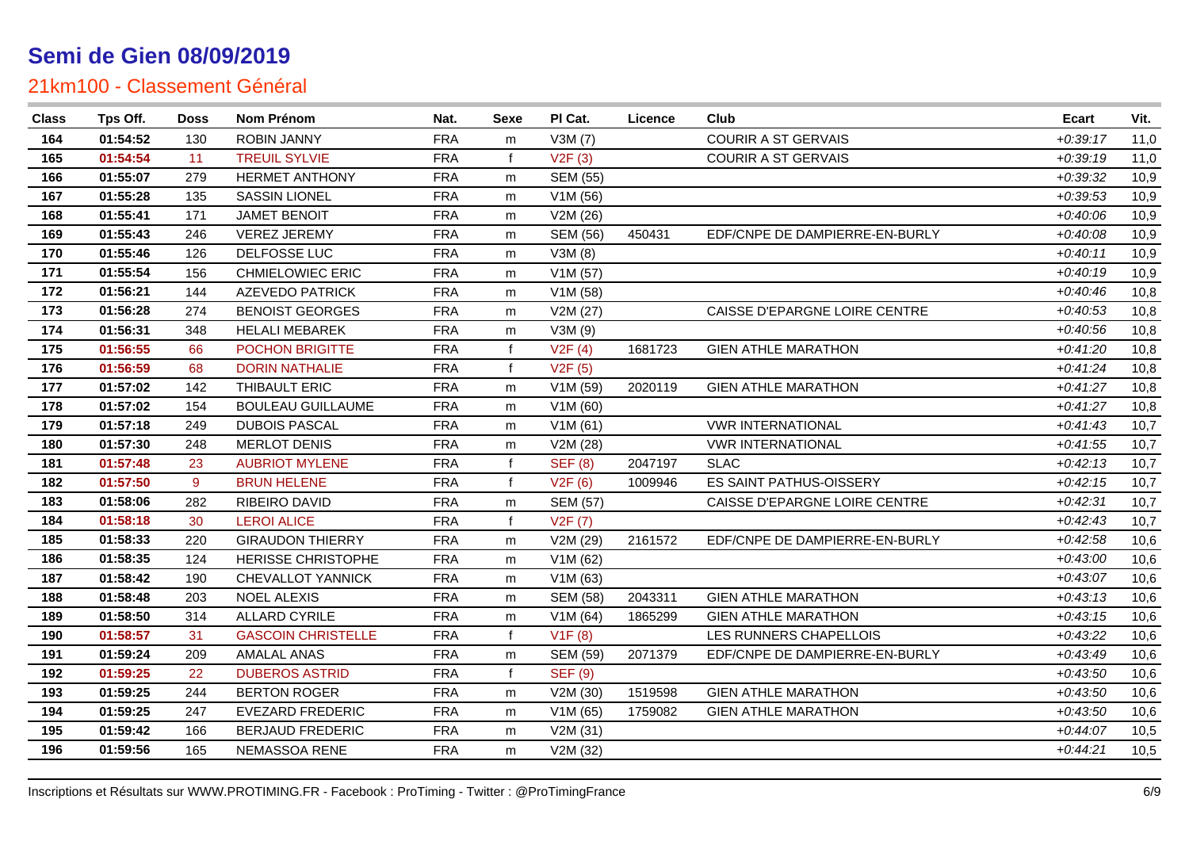# Semi de Gien 08/09/2019

## 21km100 - Classement Général

| Class | Tps Off. | Doss | Nom Prénom | Nat. | Sexe | Pl Cat. | Licence | Club | Ecart | Vit. |
|---|---|---|---|---|---|---|---|---|---|---|
| 164 | 01:54:52 | 130 | ROBIN JANNY | FRA | m | V3M (7) | | COURIR A ST GERVAIS | +0:39:17 | 11,0 |
| 165 | 01:54:54 | 11 | TREUIL SYLVIE | FRA | f | V2F (3) | | COURIR A ST GERVAIS | +0:39:19 | 11,0 |
| 166 | 01:55:07 | 279 | HERMET ANTHONY | FRA | m | SEM (55) | | | +0:39:32 | 10,9 |
| 167 | 01:55:28 | 135 | SASSIN LIONEL | FRA | m | V1M (56) | | | +0:39:53 | 10,9 |
| 168 | 01:55:41 | 171 | JAMET BENOIT | FRA | m | V2M (26) | | | +0:40:06 | 10,9 |
| 169 | 01:55:43 | 246 | VEREZ JEREMY | FRA | m | SEM (56) | 450431 | EDF/CNPE DE DAMPIERRE-EN-BURLY | +0:40:08 | 10,9 |
| 170 | 01:55:46 | 126 | DELFOSSE LUC | FRA | m | V3M (8) | | | +0:40:11 | 10,9 |
| 171 | 01:55:54 | 156 | CHMIELOWIEC ERIC | FRA | m | V1M (57) | | | +0:40:19 | 10,9 |
| 172 | 01:56:21 | 144 | AZEVEDO PATRICK | FRA | m | V1M (58) | | | +0:40:46 | 10,8 |
| 173 | 01:56:28 | 274 | BENOIST GEORGES | FRA | m | V2M (27) | | CAISSE D'EPARGNE LOIRE CENTRE | +0:40:53 | 10,8 |
| 174 | 01:56:31 | 348 | HELALI MEBAREK | FRA | m | V3M (9) | | | +0:40:56 | 10,8 |
| 175 | 01:56:55 | 66 | POCHON BRIGITTE | FRA | f | V2F (4) | 1681723 | GIEN ATHLE MARATHON | +0:41:20 | 10,8 |
| 176 | 01:56:59 | 68 | DORIN NATHALIE | FRA | f | V2F (5) | | | +0:41:24 | 10,8 |
| 177 | 01:57:02 | 142 | THIBAULT ERIC | FRA | m | V1M (59) | 2020119 | GIEN ATHLE MARATHON | +0:41:27 | 10,8 |
| 178 | 01:57:02 | 154 | BOULEAU GUILLAUME | FRA | m | V1M (60) | | | +0:41:27 | 10,8 |
| 179 | 01:57:18 | 249 | DUBOIS PASCAL | FRA | m | V1M (61) | | VWR INTERNATIONAL | +0:41:43 | 10,7 |
| 180 | 01:57:30 | 248 | MERLOT DENIS | FRA | m | V2M (28) | | VWR INTERNATIONAL | +0:41:55 | 10,7 |
| 181 | 01:57:48 | 23 | AUBRIOT MYLENE | FRA | f | SEF (8) | 2047197 | SLAC | +0:42:13 | 10,7 |
| 182 | 01:57:50 | 9 | BRUN HELENE | FRA | f | V2F (6) | 1009946 | ES SAINT PATHUS-OISSERY | +0:42:15 | 10,7 |
| 183 | 01:58:06 | 282 | RIBEIRO DAVID | FRA | m | SEM (57) | | CAISSE D'EPARGNE LOIRE CENTRE | +0:42:31 | 10,7 |
| 184 | 01:58:18 | 30 | LEROI ALICE | FRA | f | V2F (7) | | | +0:42:43 | 10,7 |
| 185 | 01:58:33 | 220 | GIRAUDON THIERRY | FRA | m | V2M (29) | 2161572 | EDF/CNPE DE DAMPIERRE-EN-BURLY | +0:42:58 | 10,6 |
| 186 | 01:58:35 | 124 | HERISSE CHRISTOPHE | FRA | m | V1M (62) | | | +0:43:00 | 10,6 |
| 187 | 01:58:42 | 190 | CHEVALLOT YANNICK | FRA | m | V1M (63) | | | +0:43:07 | 10,6 |
| 188 | 01:58:48 | 203 | NOEL ALEXIS | FRA | m | SEM (58) | 2043311 | GIEN ATHLE MARATHON | +0:43:13 | 10,6 |
| 189 | 01:58:50 | 314 | ALLARD CYRILE | FRA | m | V1M (64) | 1865299 | GIEN ATHLE MARATHON | +0:43:15 | 10,6 |
| 190 | 01:58:57 | 31 | GASCOIN CHRISTELLE | FRA | f | V1F (8) | | LES RUNNERS CHAPELLOIS | +0:43:22 | 10,6 |
| 191 | 01:59:24 | 209 | AMALAL ANAS | FRA | m | SEM (59) | 2071379 | EDF/CNPE DE DAMPIERRE-EN-BURLY | +0:43:49 | 10,6 |
| 192 | 01:59:25 | 22 | DUBEROS ASTRID | FRA | f | SEF (9) | | | +0:43:50 | 10,6 |
| 193 | 01:59:25 | 244 | BERTON ROGER | FRA | m | V2M (30) | 1519598 | GIEN ATHLE MARATHON | +0:43:50 | 10,6 |
| 194 | 01:59:25 | 247 | EVEZARD FREDERIC | FRA | m | V1M (65) | 1759082 | GIEN ATHLE MARATHON | +0:43:50 | 10,6 |
| 195 | 01:59:42 | 166 | BERJAUD FREDERIC | FRA | m | V2M (31) | | | +0:44:07 | 10,5 |
| 196 | 01:59:56 | 165 | NEMASSOA RENE | FRA | m | V2M (32) | | | +0:44:21 | 10,5 |

Inscriptions et Résultats sur WWW.PROTIMING.FR - Facebook : ProTiming - Twitter : @ProTimingFrance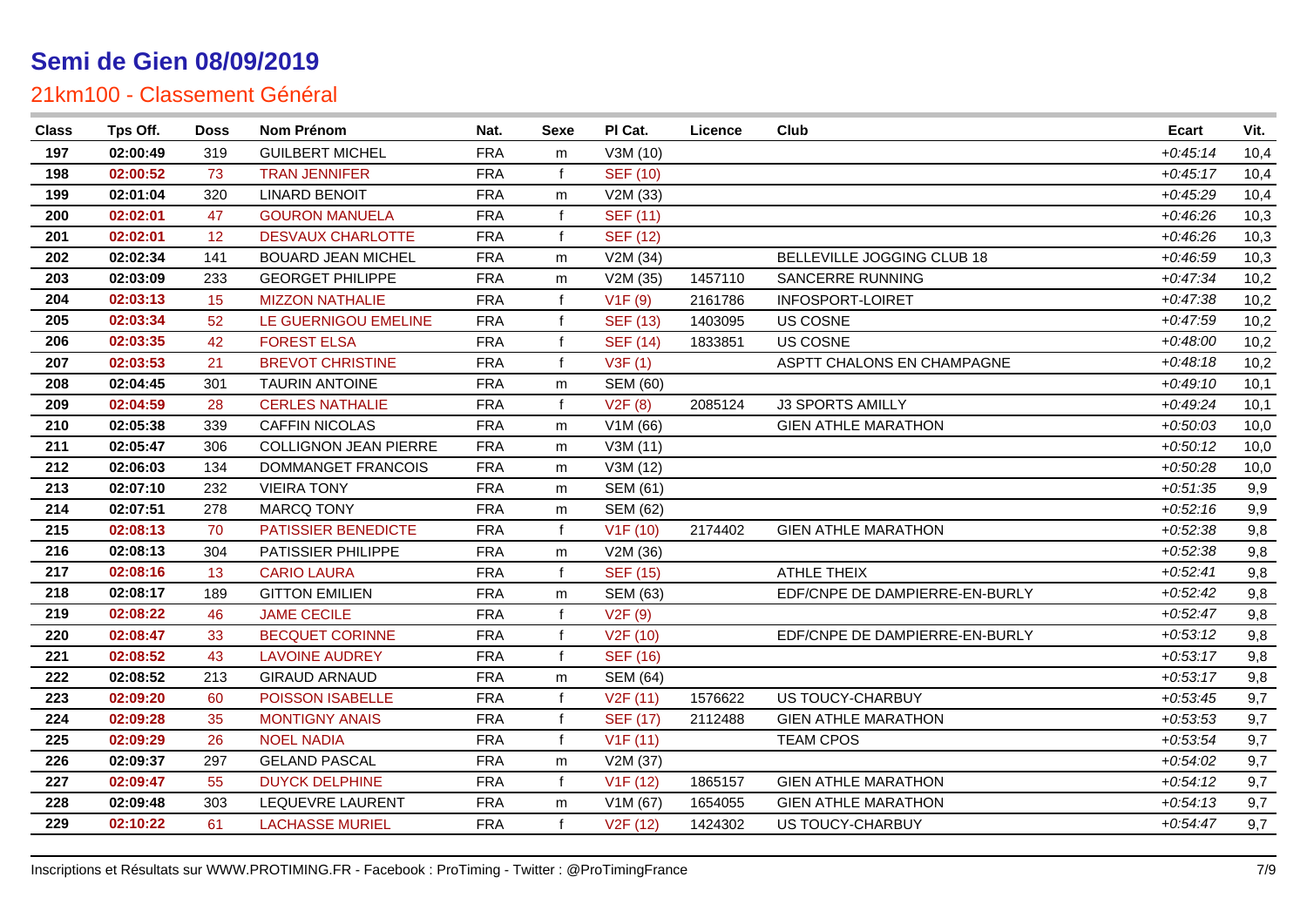# Semi de Gien 08/09/2019

## 21km100 - Classement Général

| Class | Tps Off. | Doss | Nom Prénom | Nat. | Sexe | Pl Cat. | Licence | Club | Ecart | Vit. |
|---|---|---|---|---|---|---|---|---|---|---|
| 197 | 02:00:49 | 319 | GUILBERT MICHEL | FRA | m | V3M (10) | | | +0:45:14 | 10,4 |
| 198 | 02:00:52 | 73 | TRAN JENNIFER | FRA | f | SEF (10) | | | +0:45:17 | 10,4 |
| 199 | 02:01:04 | 320 | LINARD BENOIT | FRA | m | V2M (33) | | | +0:45:29 | 10,4 |
| 200 | 02:02:01 | 47 | GOURON MANUELA | FRA | f | SEF (11) | | | +0:46:26 | 10,3 |
| 201 | 02:02:01 | 12 | DESVAUX CHARLOTTE | FRA | f | SEF (12) | | | +0:46:26 | 10,3 |
| 202 | 02:02:34 | 141 | BOUARD JEAN MICHEL | FRA | m | V2M (34) | | BELLEVILLE JOGGING CLUB 18 | +0:46:59 | 10,3 |
| 203 | 02:03:09 | 233 | GEORGET PHILIPPE | FRA | m | V2M (35) | 1457110 | SANCERRE RUNNING | +0:47:34 | 10,2 |
| 204 | 02:03:13 | 15 | MIZZON NATHALIE | FRA | f | V1F (9) | 2161786 | INFOSPORT-LOIRET | +0:47:38 | 10,2 |
| 205 | 02:03:34 | 52 | LE GUERNIGOU EMELINE | FRA | f | SEF (13) | 1403095 | US COSNE | +0:47:59 | 10,2 |
| 206 | 02:03:35 | 42 | FOREST ELSA | FRA | f | SEF (14) | 1833851 | US COSNE | +0:48:00 | 10,2 |
| 207 | 02:03:53 | 21 | BREVOT CHRISTINE | FRA | f | V3F (1) | | ASPTT CHALONS EN CHAMPAGNE | +0:48:18 | 10,2 |
| 208 | 02:04:45 | 301 | TAURIN ANTOINE | FRA | m | SEM (60) | | | +0:49:10 | 10,1 |
| 209 | 02:04:59 | 28 | CERLES NATHALIE | FRA | f | V2F (8) | 2085124 | J3 SPORTS AMILLY | +0:49:24 | 10,1 |
| 210 | 02:05:38 | 339 | CAFFIN NICOLAS | FRA | m | V1M (66) | | GIEN ATHLE MARATHON | +0:50:03 | 10,0 |
| 211 | 02:05:47 | 306 | COLLIGNON JEAN PIERRE | FRA | m | V3M (11) | | | +0:50:12 | 10,0 |
| 212 | 02:06:03 | 134 | DOMMANGET FRANCOIS | FRA | m | V3M (12) | | | +0:50:28 | 10,0 |
| 213 | 02:07:10 | 232 | VIEIRA TONY | FRA | m | SEM (61) | | | +0:51:35 | 9,9 |
| 214 | 02:07:51 | 278 | MARCQ TONY | FRA | m | SEM (62) | | | +0:52:16 | 9,9 |
| 215 | 02:08:13 | 70 | PATISSIER BENEDICTE | FRA | f | V1F (10) | 2174402 | GIEN ATHLE MARATHON | +0:52:38 | 9,8 |
| 216 | 02:08:13 | 304 | PATISSIER PHILIPPE | FRA | m | V2M (36) | | | +0:52:38 | 9,8 |
| 217 | 02:08:16 | 13 | CARIO LAURA | FRA | f | SEF (15) | | ATHLE THEIX | +0:52:41 | 9,8 |
| 218 | 02:08:17 | 189 | GITTON EMILIEN | FRA | m | SEM (63) | | EDF/CNPE DE DAMPIERRE-EN-BURLY | +0:52:42 | 9,8 |
| 219 | 02:08:22 | 46 | JAME CECILE | FRA | f | V2F (9) | | | +0:52:47 | 9,8 |
| 220 | 02:08:47 | 33 | BECQUET CORINNE | FRA | f | V2F (10) | | EDF/CNPE DE DAMPIERRE-EN-BURLY | +0:53:12 | 9,8 |
| 221 | 02:08:52 | 43 | LAVOINE AUDREY | FRA | f | SEF (16) | | | +0:53:17 | 9,8 |
| 222 | 02:08:52 | 213 | GIRAUD ARNAUD | FRA | m | SEM (64) | | | +0:53:17 | 9,8 |
| 223 | 02:09:20 | 60 | POISSON ISABELLE | FRA | f | V2F (11) | 1576622 | US TOUCY-CHARBUY | +0:53:45 | 9,7 |
| 224 | 02:09:28 | 35 | MONTIGNY ANAIS | FRA | f | SEF (17) | 2112488 | GIEN ATHLE MARATHON | +0:53:53 | 9,7 |
| 225 | 02:09:29 | 26 | NOEL NADIA | FRA | f | V1F (11) | | TEAM CPOS | +0:53:54 | 9,7 |
| 226 | 02:09:37 | 297 | GELAND PASCAL | FRA | m | V2M (37) | | | +0:54:02 | 9,7 |
| 227 | 02:09:47 | 55 | DUYCK DELPHINE | FRA | f | V1F (12) | 1865157 | GIEN ATHLE MARATHON | +0:54:12 | 9,7 |
| 228 | 02:09:48 | 303 | LEQUEVRE LAURENT | FRA | m | V1M (67) | 1654055 | GIEN ATHLE MARATHON | +0:54:13 | 9,7 |
| 229 | 02:10:22 | 61 | LACHASSE MURIEL | FRA | f | V2F (12) | 1424302 | US TOUCY-CHARBUY | +0:54:47 | 9,7 |

Inscriptions et Résultats sur WWW.PROTIMING.FR - Facebook : ProTiming - Twitter : @ProTimingFrance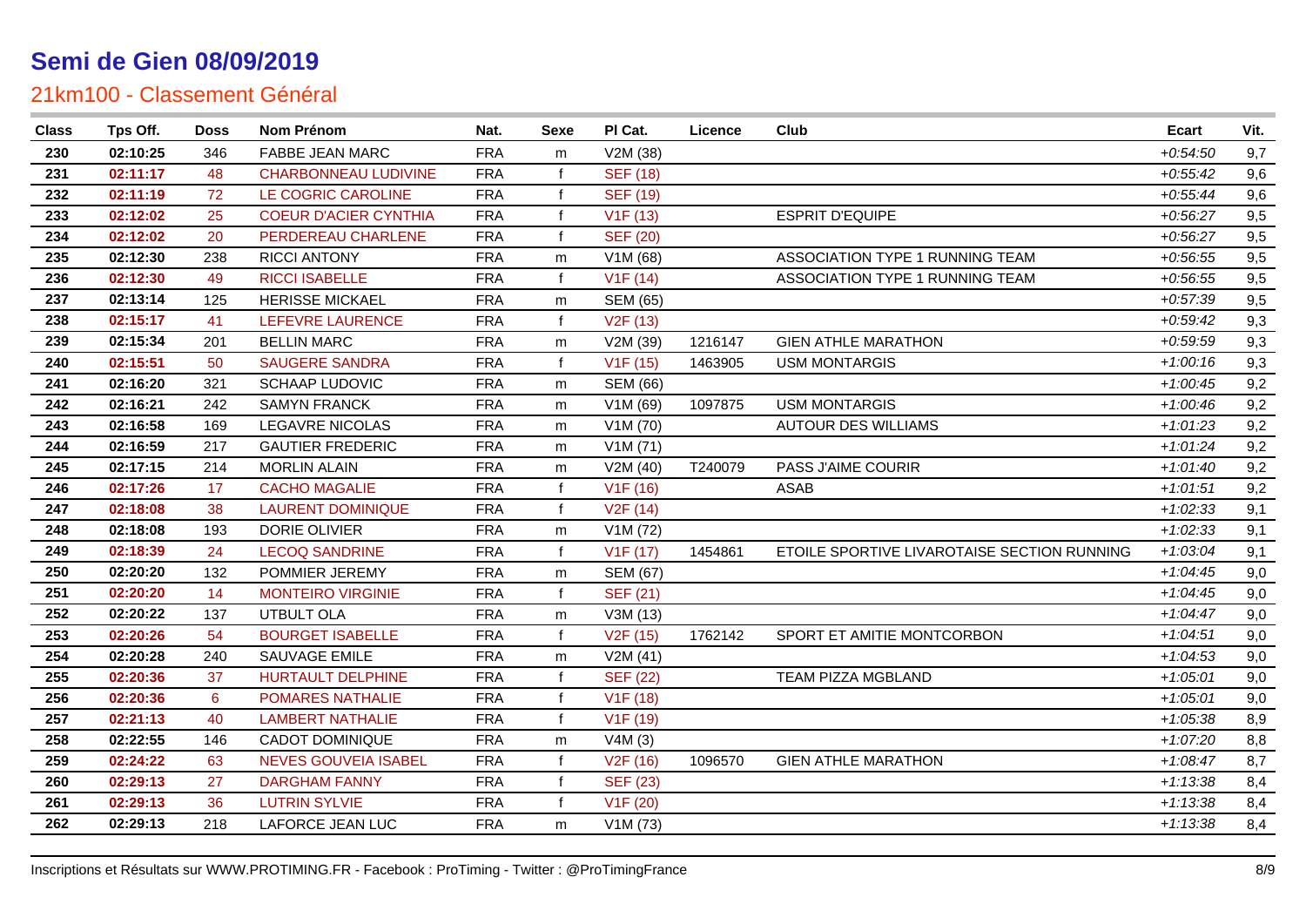# Semi de Gien 08/09/2019

## 21km100 - Classement Général

| Class | Tps Off. | Doss | Nom Prénom | Nat. | Sexe | Pl Cat. | Licence | Club | Ecart | Vit. |
|---|---|---|---|---|---|---|---|---|---|---|
| 230 | 02:10:25 | 346 | FABBE JEAN MARC | FRA | m | V2M (38) | | | +0:54:50 | 9,7 |
| 231 | 02:11:17 | 48 | CHARBONNEAU LUDIVINE | FRA | f | SEF (18) | | | +0:55:42 | 9,6 |
| 232 | 02:11:19 | 72 | LE COGRIC CAROLINE | FRA | f | SEF (19) | | | +0:55:44 | 9,6 |
| 233 | 02:12:02 | 25 | COEUR D'ACIER CYNTHIA | FRA | f | V1F (13) | | ESPRIT D'EQUIPE | +0:56:27 | 9,5 |
| 234 | 02:12:02 | 20 | PERDEREAU CHARLENE | FRA | f | SEF (20) | | | +0:56:27 | 9,5 |
| 235 | 02:12:30 | 238 | RICCI ANTONY | FRA | m | V1M (68) | | ASSOCIATION TYPE 1 RUNNING TEAM | +0:56:55 | 9,5 |
| 236 | 02:12:30 | 49 | RICCI ISABELLE | FRA | f | V1F (14) | | ASSOCIATION TYPE 1 RUNNING TEAM | +0:56:55 | 9,5 |
| 237 | 02:13:14 | 125 | HERISSE MICKAEL | FRA | m | SEM (65) | | | +0:57:39 | 9,5 |
| 238 | 02:15:17 | 41 | LEFEVRE LAURENCE | FRA | f | V2F (13) | | | +0:59:42 | 9,3 |
| 239 | 02:15:34 | 201 | BELLIN MARC | FRA | m | V2M (39) | 1216147 | GIEN ATHLE MARATHON | +0:59:59 | 9,3 |
| 240 | 02:15:51 | 50 | SAUGERE SANDRA | FRA | f | V1F (15) | 1463905 | USM MONTARGIS | +1:00:16 | 9,3 |
| 241 | 02:16:20 | 321 | SCHAAP LUDOVIC | FRA | m | SEM (66) | | | +1:00:45 | 9,2 |
| 242 | 02:16:21 | 242 | SAMYN FRANCK | FRA | m | V1M (69) | 1097875 | USM MONTARGIS | +1:00:46 | 9,2 |
| 243 | 02:16:58 | 169 | LEGAVRE NICOLAS | FRA | m | V1M (70) | | AUTOUR DES WILLIAMS | +1:01:23 | 9,2 |
| 244 | 02:16:59 | 217 | GAUTIER FREDERIC | FRA | m | V1M (71) | | | +1:01:24 | 9,2 |
| 245 | 02:17:15 | 214 | MORLIN ALAIN | FRA | m | V2M (40) | T240079 | PASS J'AIME COURIR | +1:01:40 | 9,2 |
| 246 | 02:17:26 | 17 | CACHO MAGALIE | FRA | f | V1F (16) | | ASAB | +1:01:51 | 9,2 |
| 247 | 02:18:08 | 38 | LAURENT DOMINIQUE | FRA | f | V2F (14) | | | +1:02:33 | 9,1 |
| 248 | 02:18:08 | 193 | DORIE OLIVIER | FRA | m | V1M (72) | | | +1:02:33 | 9,1 |
| 249 | 02:18:39 | 24 | LECOQ SANDRINE | FRA | f | V1F (17) | 1454861 | ETOILE SPORTIVE LIVAROTAISE SECTION RUNNING | +1:03:04 | 9,1 |
| 250 | 02:20:20 | 132 | POMMIER JEREMY | FRA | m | SEM (67) | | | +1:04:45 | 9,0 |
| 251 | 02:20:20 | 14 | MONTEIRO VIRGINIE | FRA | f | SEF (21) | | | +1:04:45 | 9,0 |
| 252 | 02:20:22 | 137 | UTBULT OLA | FRA | m | V3M (13) | | | +1:04:47 | 9,0 |
| 253 | 02:20:26 | 54 | BOURGET ISABELLE | FRA | f | V2F (15) | 1762142 | SPORT ET AMITIE MONTCORBON | +1:04:51 | 9,0 |
| 254 | 02:20:28 | 240 | SAUVAGE EMILE | FRA | m | V2M (41) | | | +1:04:53 | 9,0 |
| 255 | 02:20:36 | 37 | HURTAULT DELPHINE | FRA | f | SEF (22) | | TEAM PIZZA MGBLAND | +1:05:01 | 9,0 |
| 256 | 02:20:36 | 6 | POMARES NATHALIE | FRA | f | V1F (18) | | | +1:05:01 | 9,0 |
| 257 | 02:21:13 | 40 | LAMBERT NATHALIE | FRA | f | V1F (19) | | | +1:05:38 | 8,9 |
| 258 | 02:22:55 | 146 | CADOT DOMINIQUE | FRA | m | V4M (3) | | | +1:07:20 | 8,8 |
| 259 | 02:24:22 | 63 | NEVES GOUVEIA ISABEL | FRA | f | V2F (16) | 1096570 | GIEN ATHLE MARATHON | +1:08:47 | 8,7 |
| 260 | 02:29:13 | 27 | DARGHAM FANNY | FRA | f | SEF (23) | | | +1:13:38 | 8,4 |
| 261 | 02:29:13 | 36 | LUTRIN SYLVIE | FRA | f | V1F (20) | | | +1:13:38 | 8,4 |
| 262 | 02:29:13 | 218 | LAFORCE JEAN LUC | FRA | m | V1M (73) | | | +1:13:38 | 8,4 |

Inscriptions et Résultats sur WWW.PROTIMING.FR - Facebook : ProTiming - Twitter : @ProTimingFrance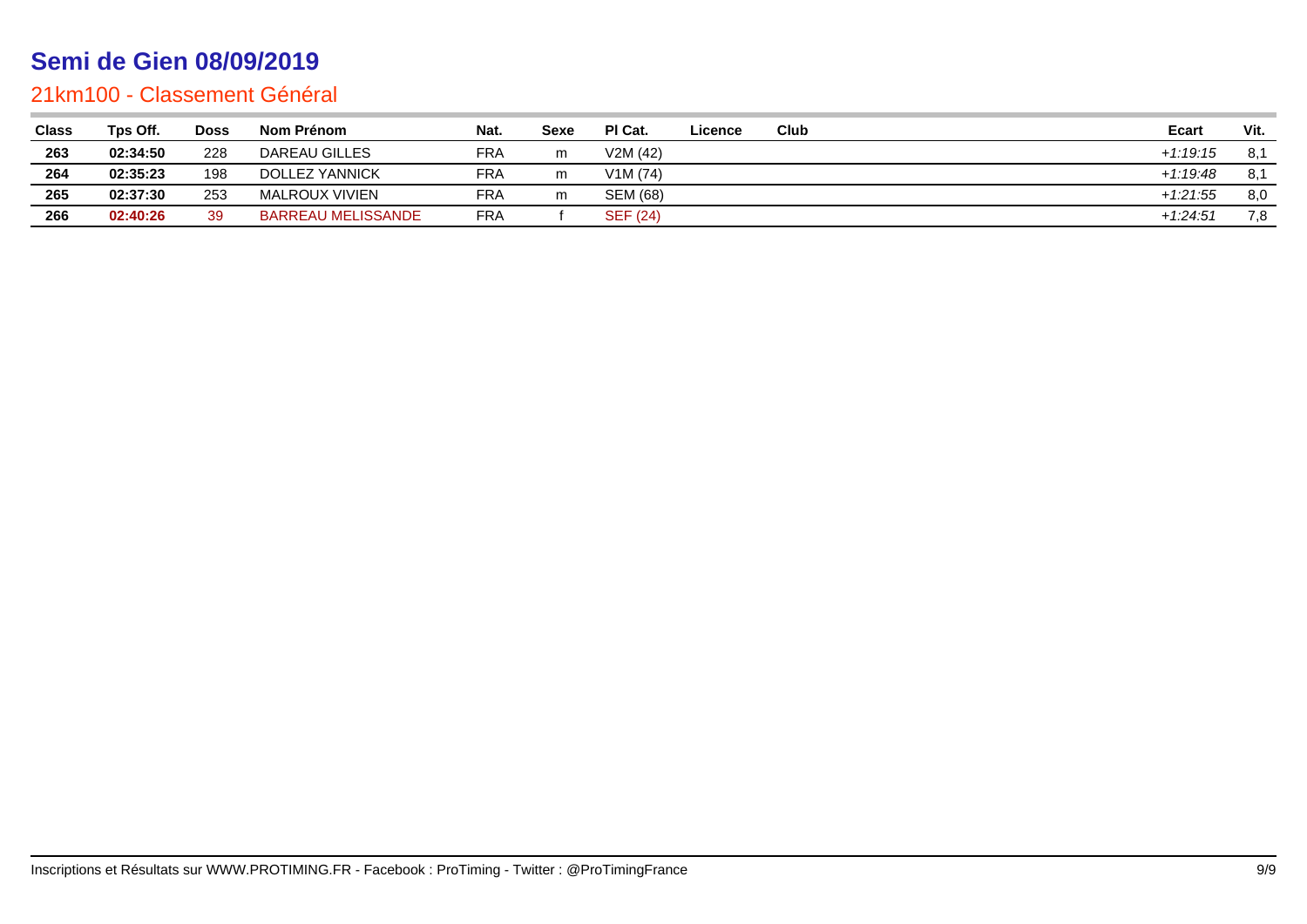# Semi de Gien 08/09/2019

## 21km100 - Classement Général

| Class | Tps Off. | Doss | Nom Prénom | Nat. | Sexe | Pl Cat. | Licence | Club | Ecart | Vit. |
|---|---|---|---|---|---|---|---|---|---|---|
| **263** | **02:34:50** | 228 | DAREAU GILLES | FRA | m | V2M (42) | | | *+1:19:15* | 8,1 |
| **264** | **02:35:23** | 198 | DOLLEZ YANNICK | FRA | m | V1M (74) | | | *+1:19:48* | 8,1 |
| **265** | **02:37:30** | 253 | MALROUX VIVIEN | FRA | m | SEM (68) | | | *+1:21:55* | 8,0 |
| **266** | **02:40:26** | 39 | BARREAU MELISSANDE | FRA | f | SEF (24) | | | *+1:24:51* | 7,8 |

Inscriptions et Résultats sur WWW.PROTIMING.FR - Facebook : ProTiming - Twitter : @ProTimingFrance